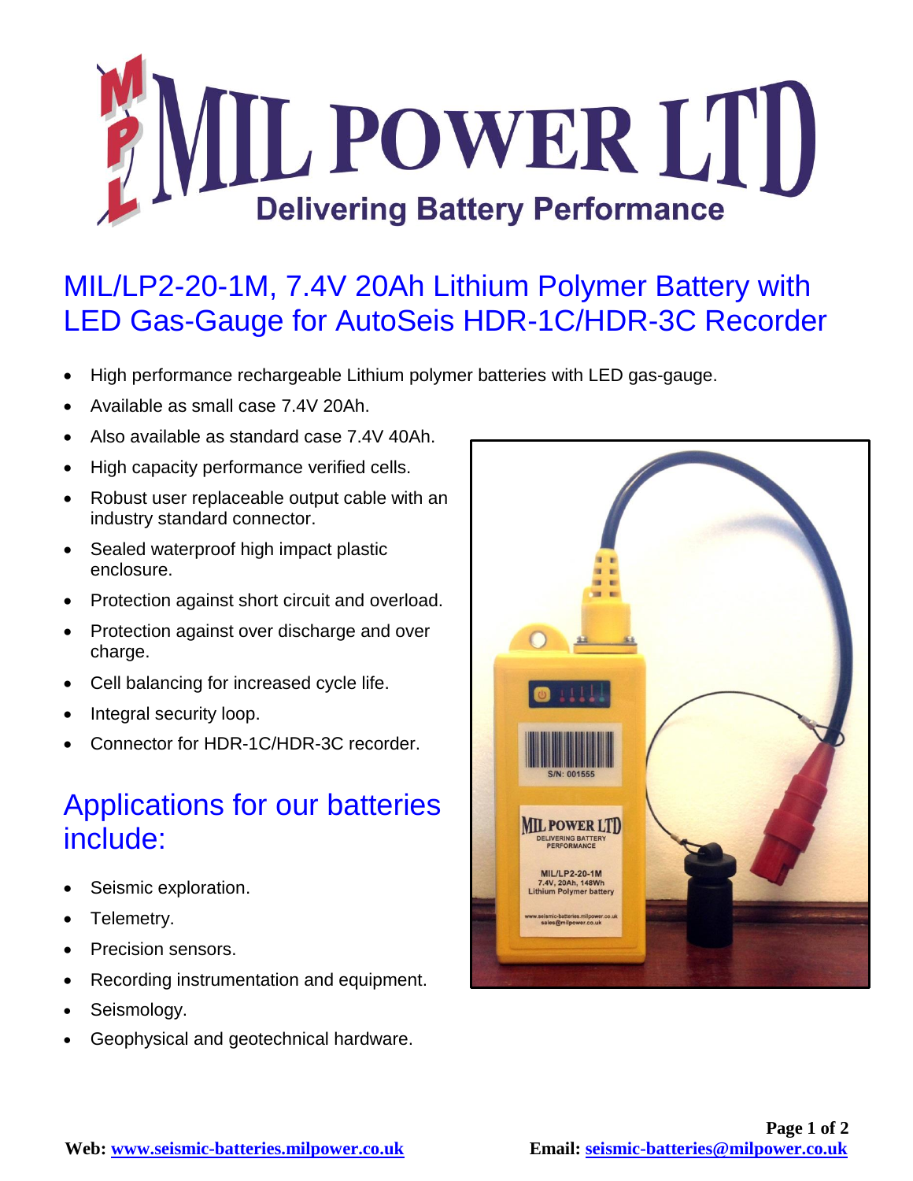# MIL POWER LTD

**Delivering Battery Performance**

## MIL/LP2-20-1M, 7.4V 20Ah Lithium Polymer Battery with LED Gas-Gauge for AutoSeis HDR-1C/HDR-3C Recorder

- High performance rechargeable Lithium polymer batteries with LED gas-gauge.
- Available as small case 7.4V 20Ah.
- Also available as standard case 7.4V 40Ah.
- High capacity performance verified cells.
- Robust user replaceable output cable with an industry standard connector.
- Sealed waterproof high impact plastic enclosure.
- Protection against short circuit and overload.
- Protection against over discharge and over charge.
- Cell balancing for increased cycle life.
- Integral security loop.
- Connector for HDR-1C/HDR-3C recorder.

## Applications for our batteries include:

- Seismic exploration.
- Telemetry.
- Precision sensors.
- Recording instrumentation and equipment.
- Seismology.
- Geophysical and geotechnical hardware.

**Web: [www.seismic-batteries.milpower.co.uk](http://www.seismic-batteries.milpower.co.uk)** **Email: [seismic-batteries@milpower.co.uk](mailto:seismic-batteries@milpower.co.uk)**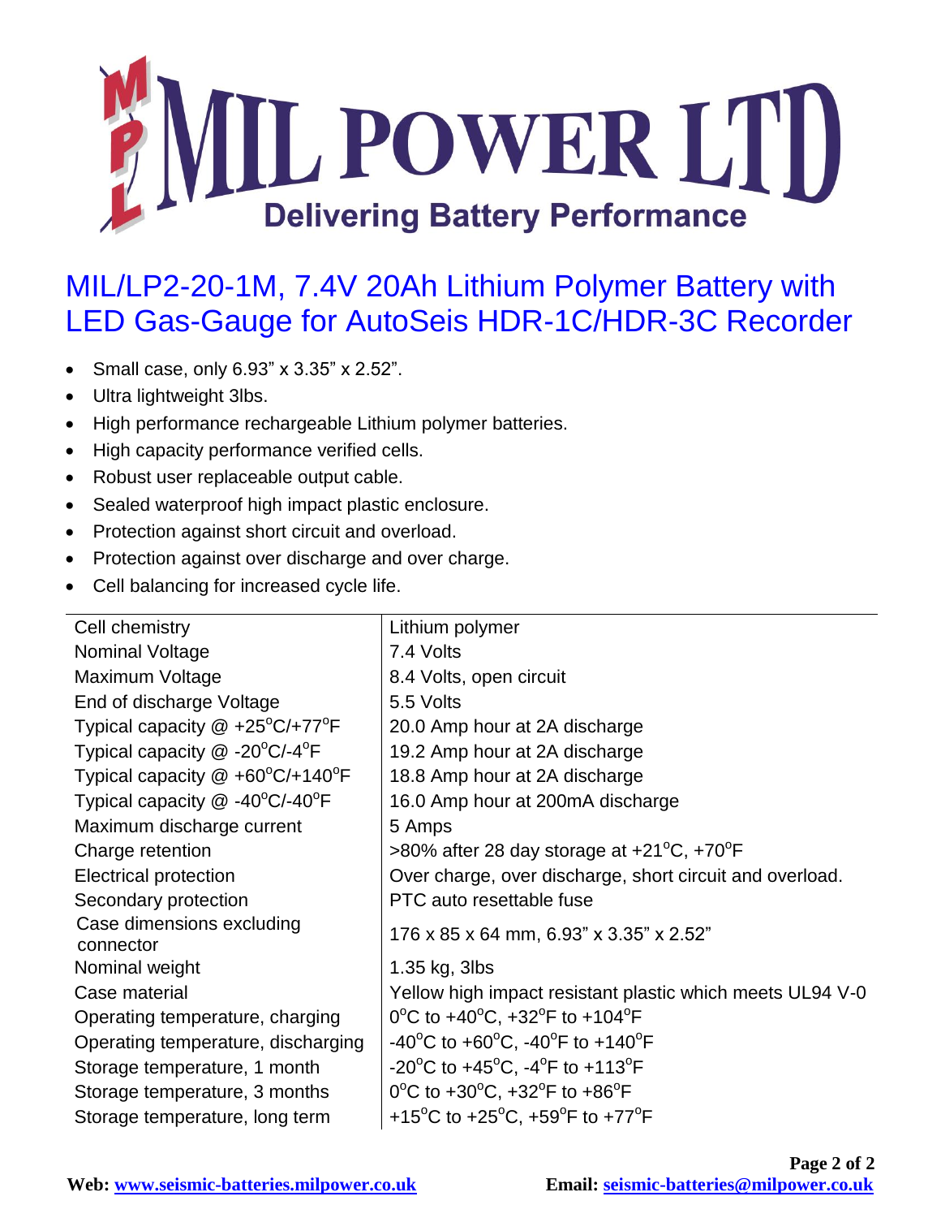# MIL POWER LTD

**Delivering Battery Performance**

## MIL/LP2-20-1M, 7.4V 20Ah Lithium Polymer Battery with LED Gas-Gauge for AutoSeis HDR-1C/HDR-3C Recorder

- Small case, only 6.93" x 3.35" x 2.52".
- Ultra lightweight 3lbs.
- High performance rechargeable Lithium polymer batteries.
- High capacity performance verified cells.
- Robust user replaceable output cable.
- Sealed waterproof high impact plastic enclosure.
- Protection against short circuit and overload.
- Protection against over discharge and over charge.
- Cell balancing for increased cycle life.

| | |
|---|---|
| Cell chemistry | Lithium polymer |
| Nominal Voltage | 7.4 Volts |
| Maximum Voltage | 8.4 Volts, open circuit |
| End of discharge Voltage | 5.5 Volts |
| Typical capacity @ +25°C/+77°F | 20.0 Amp hour at 2A discharge |
| Typical capacity @ -20°C/-4°F | 19.2 Amp hour at 2A discharge |
| Typical capacity @ +60°C/+140°F | 18.8 Amp hour at 2A discharge |
| Typical capacity @ -40°C/-40°F | 16.0 Amp hour at 200mA discharge |
| Maximum discharge current | 5 Amps |
| Charge retention | >80% after 28 day storage at +21°C, +70°F |
| Electrical protection | Over charge, over discharge, short circuit and overload. |
| Secondary protection | PTC auto resettable fuse |
| Case dimensions excluding connector | 176 x 85 x 64 mm, 6.93" x 3.35" x 2.52" |
| Nominal weight | 1.35 kg, 3lbs |
| Case material | Yellow high impact resistant plastic which meets UL94 V-0 |
| Operating temperature, charging | 0°C to +40°C, +32°F to +104°F |
| Operating temperature, discharging | -40°C to +60°C, -40°F to +140°F |
| Storage temperature, 1 month | -20°C to +45°C, -4°F to +113°F |
| Storage temperature, 3 months | 0°C to +30°C, +32°F to +86°F |
| Storage temperature, long term | +15°C to +25°C, +59°F to +77°F |

**Web:** www.seismic-batteries.milpower.co.uk **Email:** seismic-batteries@milpower.co.uk